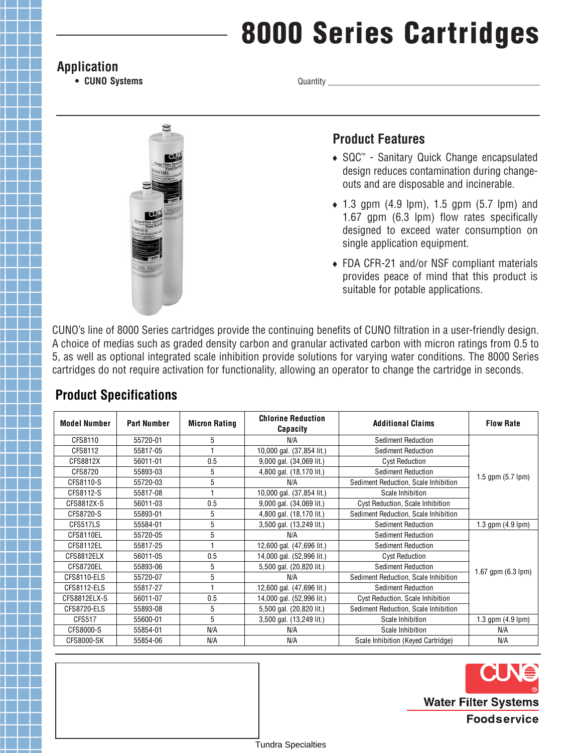# 8000 Series Cartridges

## Application

- **CUNO Systems**

Quantity ___________________________

## Product Features

- SQC™ - Sanitary Quick Change encapsulated design reduces contamination during change-outs and are disposable and incinerable.
- 1.3 gpm (4.9 lpm), 1.5 gpm (5.7 lpm) and 1.67 gpm (6.3 lpm) flow rates specifically designed to exceed water consumption on single application equipment.
- FDA CFR-21 and/or NSF compliant materials provides peace of mind that this product is suitable for potable applications.

CUNO's line of 8000 Series cartridges provide the continuing benefits of CUNO filtration in a user-friendly design. A choice of medias such as graded density carbon and granular activated carbon with micron ratings from 0.5 to 5, as well as optional integrated scale inhibition provide solutions for varying water conditions. The 8000 Series cartridges do not require activation for functionality, allowing an operator to change the cartridge in seconds.

## Product Specifications

| Model Number | Part Number | Micron Rating | Chlorine Reduction Capacity | Additional Claims | Flow Rate |
|---|---|---|---|---|---|
| CFS8110 | 55720-01 | 5 | N/A | Sediment Reduction | 1.5 gpm (5.7 lpm) |
| CFS8112 | 55817-05 | 1 | 10,000 gal. (37,854 lit.) | Sediment Reduction | |
| CFS8812X | 56011-01 | 0.5 | 9,000 gal. (34,069 lit.) | Cyst Reduction | |
| CFS8720 | 55893-03 | 5 | 4,800 gal. (18,170 lit.) | Sediment Reduction | |
| CFS8110-S | 55720-03 | 5 | N/A | Sediment Reduction, Scale Inhibition | |
| CFS8112-S | 55817-08 | 1 | 10,000 gal. (37,854 lit.) | Scale Inhibition | |
| CFS8812X-S | 56011-03 | 0.5 | 9,000 gal. (34,069 lit.) | Cyst Reduction, Scale Inhibition | |
| CFS8720-S | 55893-01 | 5 | 4,800 gal. (18,170 lit.) | Sediment Reduction, Scale Inhibition | |
| CFS517LS | 55584-01 | 5 | 3,500 gal. (13,249 lit.) | Sediment Reduction | 1.3 gpm (4.9 lpm) |
| CFS8110EL | 55720-05 | 5 | N/A | Sediment Reduction | 1.67 gpm (6.3 lpm) |
| CFS8112EL | 55817-25 | 1 | 12,600 gal. (47,696 lit.) | Sediment Reduction | |
| CFS8812ELX | 56011-05 | 0.5 | 14,000 gal. (52,996 lit.) | Cyst Reduction | |
| CFS8720EL | 55893-06 | 5 | 5,500 gal. (20,820 lit.) | Sediment Reduction | |
| CFS8110-ELS | 55720-07 | 5 | N/A | Sediment Reduction, Scale Inhibition | |
| CFS8112-ELS | 55817-27 | 1 | 12,600 gal. (47,696 lit.) | Sediment Reduction | |
| CFS8812ELX-S | 56011-07 | 0.5 | 14,000 gal. (52,996 lit.) | Cyst Reduction, Scale Inhibition | |
| CFS8720-ELS | 55893-08 | 5 | 5,500 gal. (20,820 lit.) | Sediment Reduction, Scale Inhibition | |
| CFS517 | 55600-01 | 5 | 3,500 gal. (13,249 lit.) | Scale Inhibition | 1.3 gpm (4.9 lpm) |
| CFS8000-S | 55854-01 | N/A | N/A | Scale Inhibition | N/A |
| CFS8000-SK | 55854-06 | N/A | N/A | Scale Inhibition (Keyed Cartridge) | N/A |

CUNO®
Water Filter Systems
Foodservice

Tundra Specialties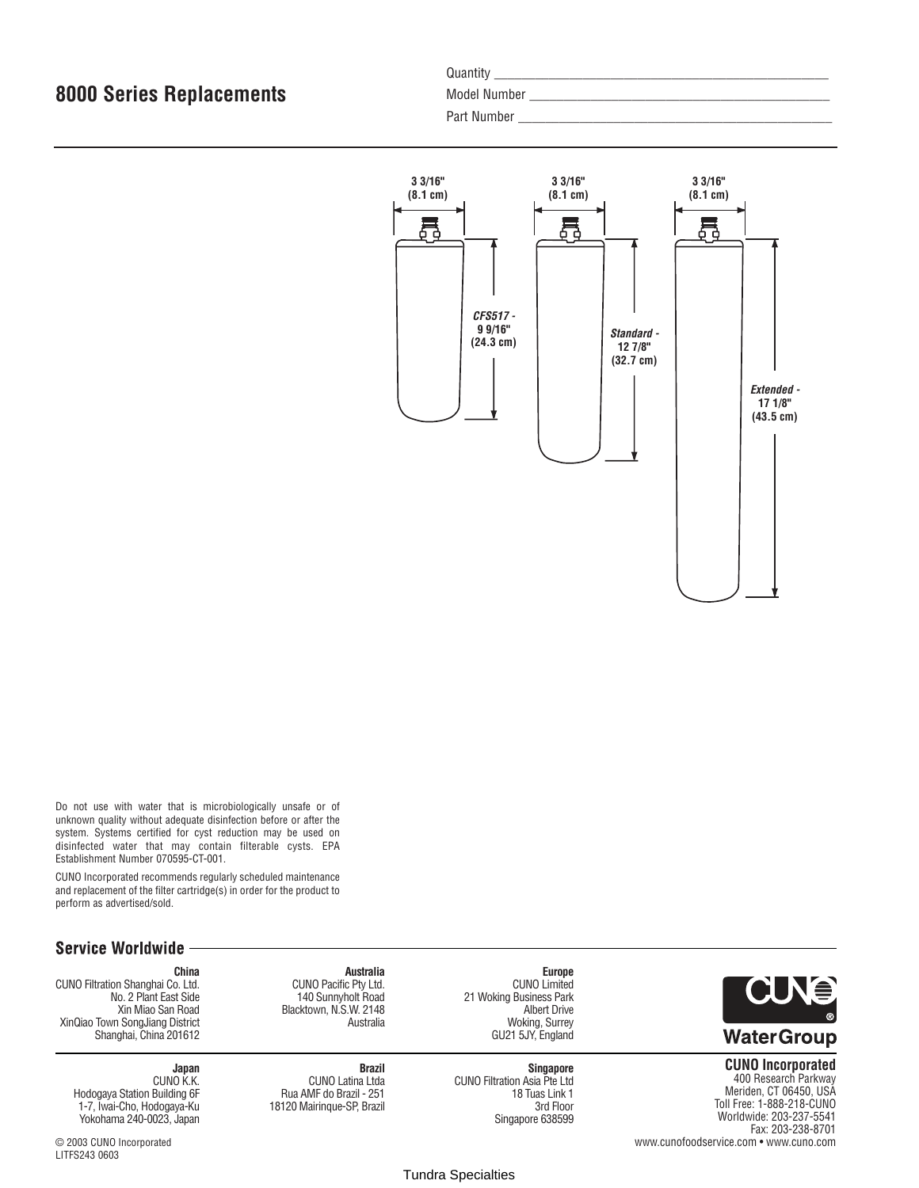## 8000 Series Replacements

Quantity ___________________________________________

Model Number ______________________________________

Part Number _______________________________________

3 3/16"
(8.1 cm)

3 3/16"
(8.1 cm)

3 3/16"
(8.1 cm)

*CFS517 -*
9 9/16"
(24.3 cm)

*Standard -*
12 7/8"
(32.7 cm)

*Extended -*
17 1/8"
(43.5 cm)

Do not use with water that is microbiologically unsafe or of unknown quality without adequate disinfection before or after the system. Systems certified for cyst reduction may be used on disinfected water that may contain filterable cysts. EPA Establishment Number 070595-CT-001.

CUNO Incorporated recommends regularly scheduled maintenance and replacement of the filter cartridge(s) in order for the product to perform as advertised/sold.

### Service Worldwide

**China**
CUNO Filtration Shanghai Co. Ltd.
No. 2 Plant East Side
Xin Miao San Road
XinQiao Town SongJiang District
Shanghai, China 201612

**Australia**
CUNO Pacific Pty Ltd.
140 Sunnyholt Road
Blacktown, N.S.W. 2148
Australia

**Europe**
CUNO Limited
21 Woking Business Park
Albert Drive
Woking, Surrey
GU21 5JY, England

**Japan**
CUNO K.K.
Hodogaya Station Building 6F
1-7, Iwai-Cho, Hodogaya-Ku
Yokohama 240-0023, Japan

**Brazil**
CUNO Latina Ltda
Rua AMF do Brazil - 251
18120 Mairinque-SP, Brazil

**Singapore**
CUNO Filtration Asia Pte Ltd
18 Tuas Link 1
3rd Floor
Singapore 638599

CUNO®
Water Group

**CUNO Incorporated**
400 Research Parkway
Meriden, CT 06450, USA
Toll Free: 1-888-218-CUNO
Worldwide: 203-237-5541
Fax: 203-238-8701
www.cunofoodservice.com • www.cuno.com

© 2003 CUNO Incorporated
LITFS243 0603

Tundra Specialties